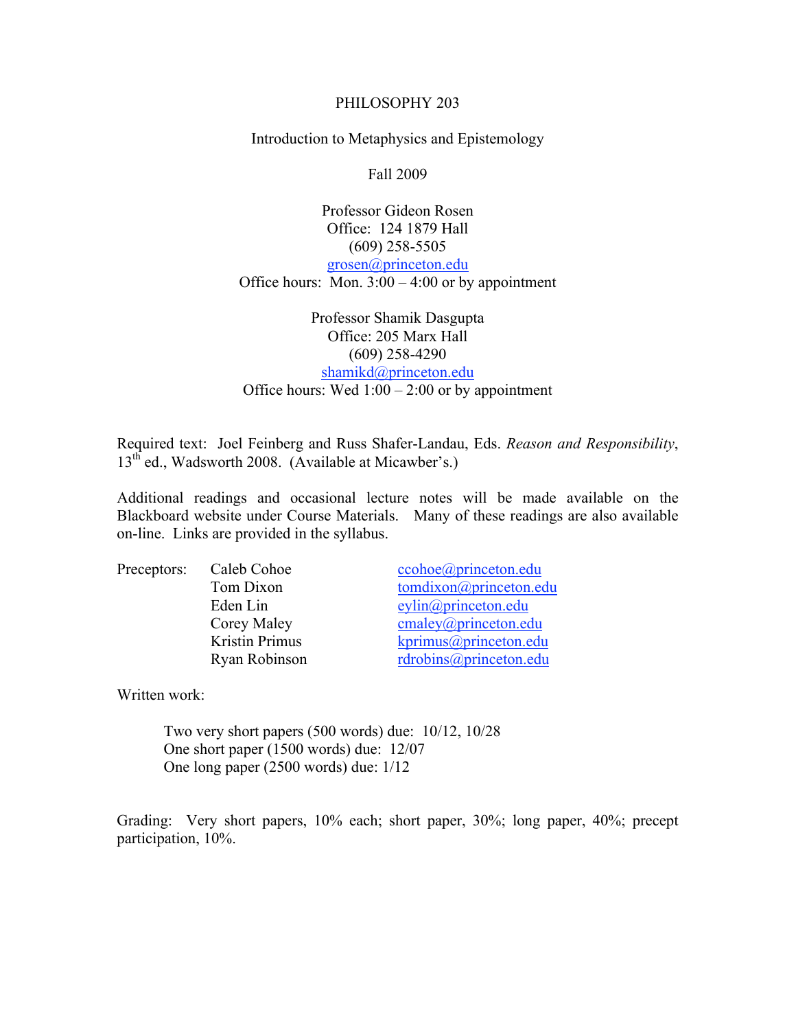# PHILOSOPHY 203

## Introduction to Metaphysics and Epistemology

Fall 2009

Professor Gideon Rosen
Office: 124 1879 Hall
(609) 258-5505
grosen@princeton.edu
Office hours: Mon. 3:00 – 4:00 or by appointment

Professor Shamik Dasgupta
Office: 205 Marx Hall
(609) 258-4290
shamikd@princeton.edu
Office hours: Wed 1:00 – 2:00 or by appointment

Required text: Joel Feinberg and Russ Shafer-Landau, Eds. *Reason and Responsibility*, 13th ed., Wadsworth 2008. (Available at Micawber's.)

Additional readings and occasional lecture notes will be made available on the Blackboard website under Course Materials. Many of these readings are also available on-line. Links are provided in the syllabus.

| Preceptors: | | |
|---|---|---|
| | Caleb Cohoe | ccohoe@princeton.edu |
| | Tom Dixon | tomdixon@princeton.edu |
| | Eden Lin | eylin@princeton.edu |
| | Corey Maley | cmaley@princeton.edu |
| | Kristin Primus | kprimus@princeton.edu |
| | Ryan Robinson | rdrobins@princeton.edu |

Written work:

> Two very short papers (500 words) due: 10/12, 10/28
> One short paper (1500 words) due: 12/07
> One long paper (2500 words) due: 1/12

Grading: Very short papers, 10% each; short paper, 30%; long paper, 40%; precept participation, 10%.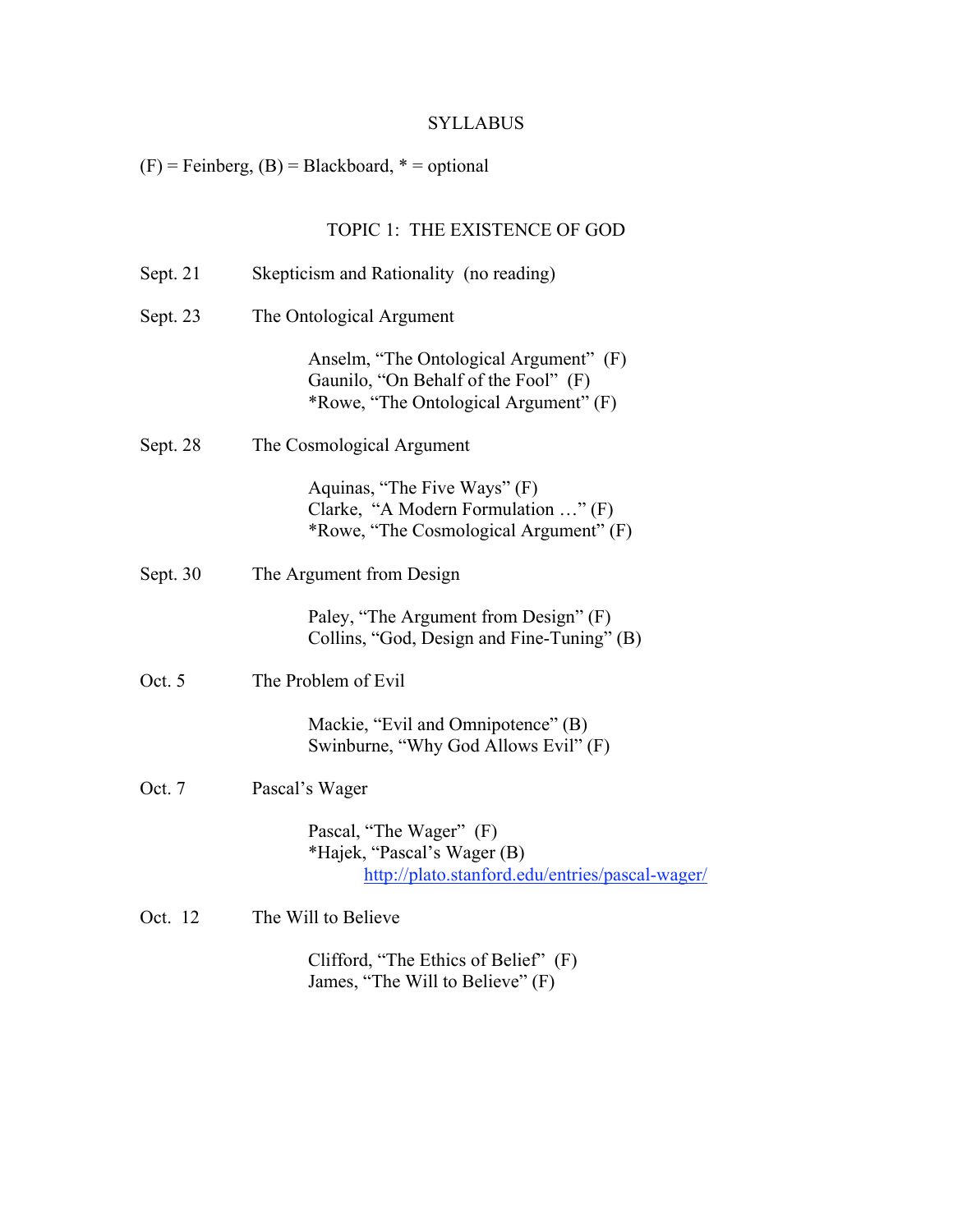# SYLLABUS

(F) = Feinberg, (B) = Blackboard, * = optional

## TOPIC 1: THE EXISTENCE OF GOD

Sept. 21 Skepticism and Rationality (no reading)

Sept. 23 The Ontological Argument

- Anselm, "The Ontological Argument" (F)
- Gaunilo, "On Behalf of the Fool" (F)
- *Rowe, "The Ontological Argument" (F)

Sept. 28 The Cosmological Argument

- Aquinas, "The Five Ways" (F)
- Clarke, "A Modern Formulation …" (F)
- *Rowe, "The Cosmological Argument" (F)

Sept. 30 The Argument from Design

- Paley, "The Argument from Design" (F)
- Collins, "God, Design and Fine-Tuning" (B)

Oct. 5 The Problem of Evil

- Mackie, "Evil and Omnipotence" (B)
- Swinburne, "Why God Allows Evil" (F)

Oct. 7 Pascal's Wager

- Pascal, "The Wager" (F)
- *Hajek, "Pascal's Wager (B)
  http://plato.stanford.edu/entries/pascal-wager/

Oct. 12 The Will to Believe

- Clifford, "The Ethics of Belief" (F)
- James, "The Will to Believe" (F)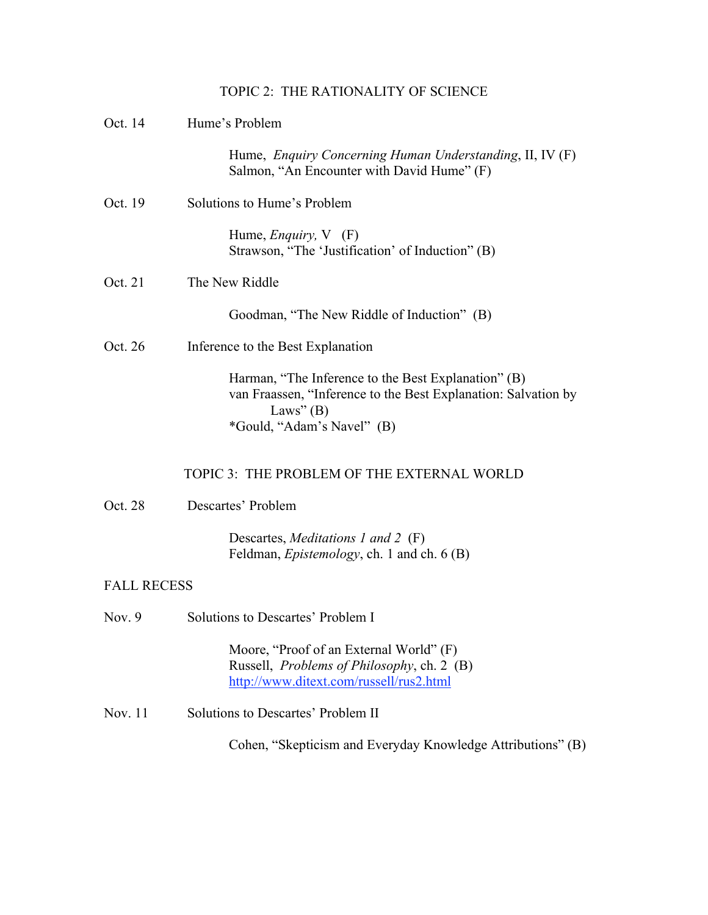## TOPIC 2: THE RATIONALITY OF SCIENCE

**Oct. 14** Hume's Problem

> Hume, *Enquiry Concerning Human Understanding*, II, IV (F)
> Salmon, "An Encounter with David Hume" (F)

**Oct. 19** Solutions to Hume's Problem

> Hume, *Enquiry,* V (F)
> Strawson, "The 'Justification' of Induction" (B)

**Oct. 21** The New Riddle

> Goodman, "The New Riddle of Induction" (B)

**Oct. 26** Inference to the Best Explanation

> Harman, "The Inference to the Best Explanation" (B)
> van Fraassen, "Inference to the Best Explanation: Salvation by Laws" (B)
> *Gould, "Adam's Navel" (B)

## TOPIC 3: THE PROBLEM OF THE EXTERNAL WORLD

**Oct. 28** Descartes' Problem

> Descartes, *Meditations 1 and 2* (F)
> Feldman, *Epistemology*, ch. 1 and ch. 6 (B)

FALL RECESS

**Nov. 9** Solutions to Descartes' Problem I

> Moore, "Proof of an External World" (F)
> Russell, *Problems of Philosophy*, ch. 2 (B)
> http://www.ditext.com/russell/rus2.html

**Nov. 11** Solutions to Descartes' Problem II

> Cohen, "Skepticism and Everyday Knowledge Attributions" (B)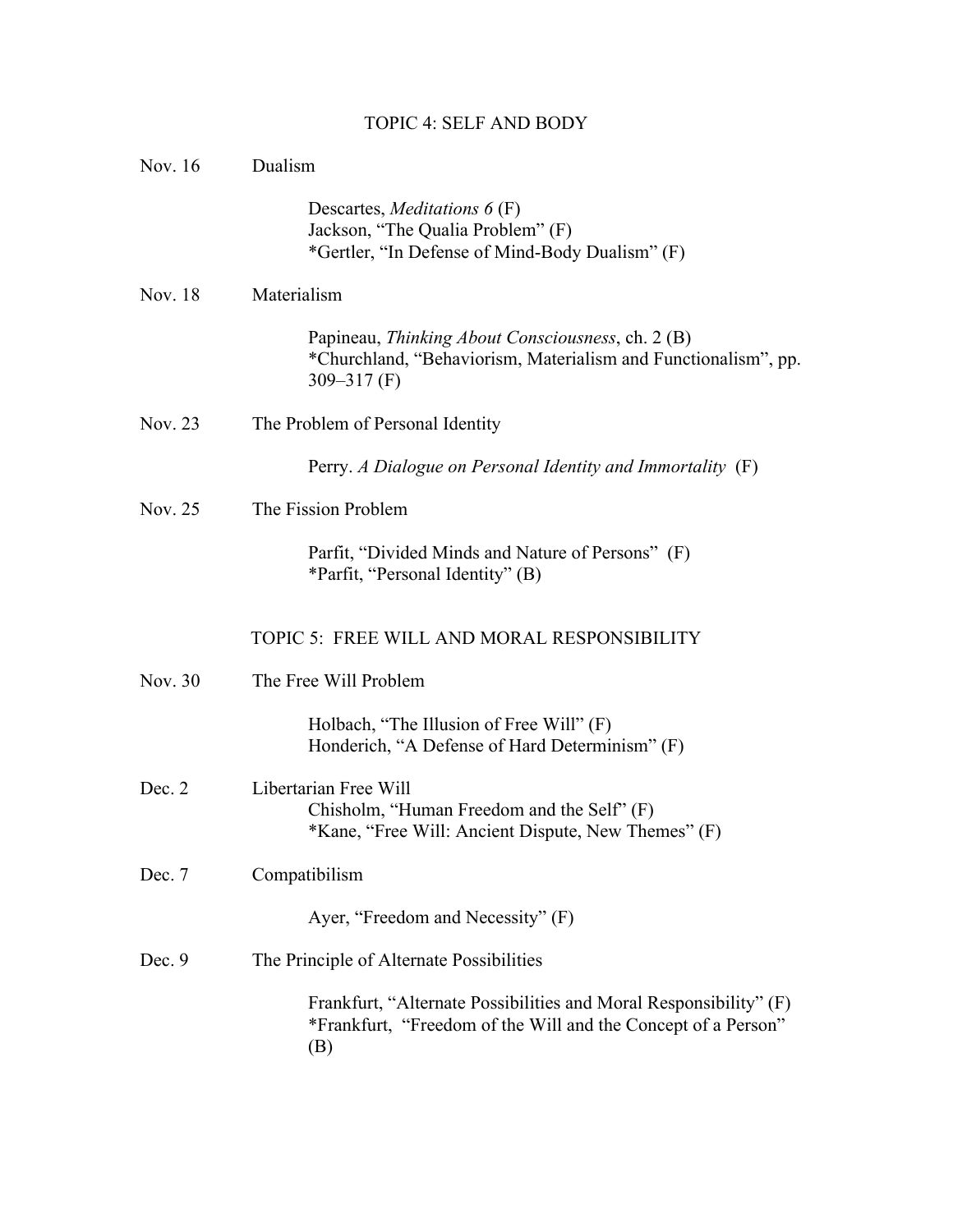## TOPIC 4: SELF AND BODY

Nov. 16 Dualism

> Descartes, *Meditations 6* (F)
> Jackson, "The Qualia Problem" (F)
> *Gertler, "In Defense of Mind-Body Dualism" (F)

Nov. 18 Materialism

> Papineau, *Thinking About Consciousness*, ch. 2 (B)
> *Churchland, "Behaviorism, Materialism and Functionalism", pp. 309–317 (F)

Nov. 23 The Problem of Personal Identity

> Perry. *A Dialogue on Personal Identity and Immortality* (F)

Nov. 25 The Fission Problem

> Parfit, "Divided Minds and Nature of Persons" (F)
> *Parfit, "Personal Identity" (B)

## TOPIC 5: FREE WILL AND MORAL RESPONSIBILITY

Nov. 30 The Free Will Problem

> Holbach, "The Illusion of Free Will" (F)
> Honderich, "A Defense of Hard Determinism" (F)

Dec. 2 Libertarian Free Will

> Chisholm, "Human Freedom and the Self" (F)
> *Kane, "Free Will: Ancient Dispute, New Themes" (F)

Dec. 7 Compatibilism

> Ayer, "Freedom and Necessity" (F)

Dec. 9 The Principle of Alternate Possibilities

> Frankfurt, "Alternate Possibilities and Moral Responsibility" (F)
> *Frankfurt, "Freedom of the Will and the Concept of a Person" (B)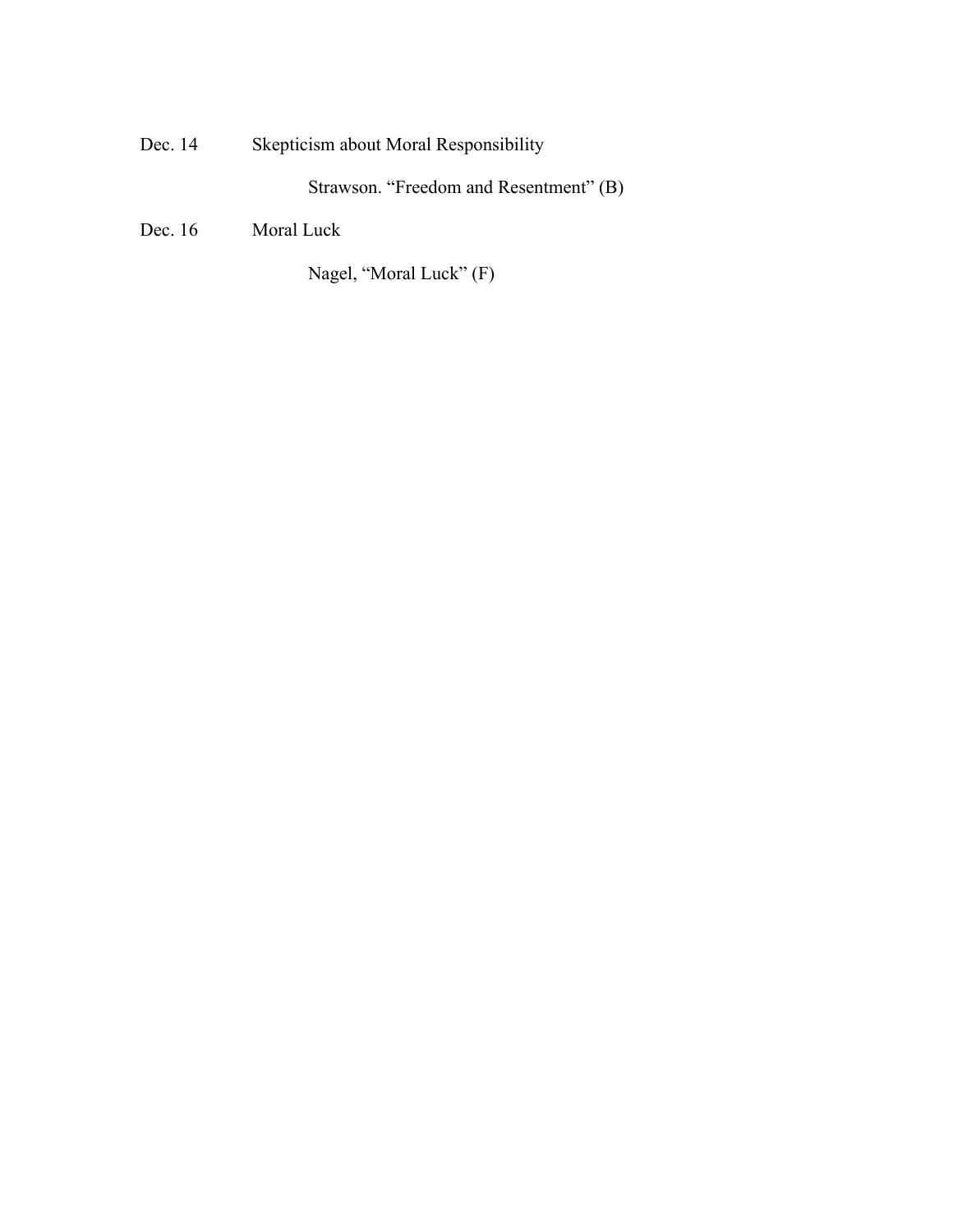Dec. 14 Skepticism about Moral Responsibility

Strawson. "Freedom and Resentment" (B)

Dec. 16 Moral Luck

Nagel, "Moral Luck" (F)